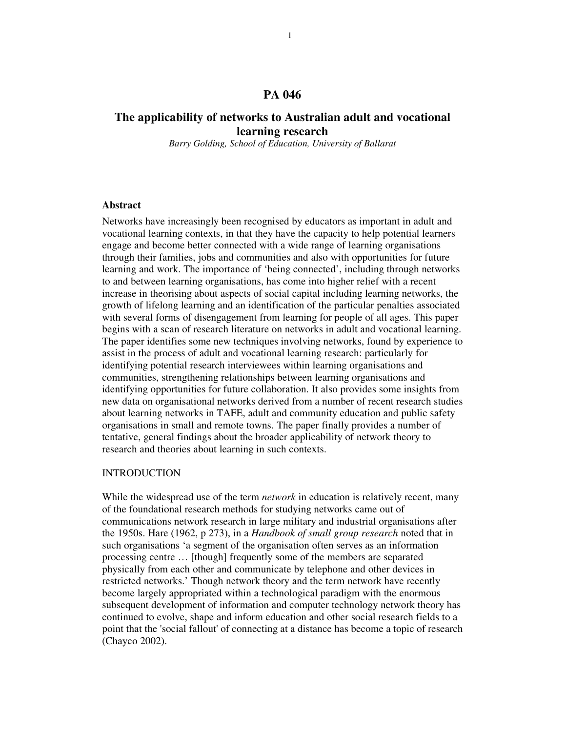# PA 046

## The applicability of networks to Australian adult and vocational learning research

*Barry Golding, School of Education, University of Ballarat*

### Abstract

Networks have increasingly been recognised by educators as important in adult and vocational learning contexts, in that they have the capacity to help potential learners engage and become better connected with a wide range of learning organisations through their families, jobs and communities and also with opportunities for future learning and work. The importance of 'being connected', including through networks to and between learning organisations, has come into higher relief with a recent increase in theorising about aspects of social capital including learning networks, the growth of lifelong learning and an identification of the particular penalties associated with several forms of disengagement from learning for people of all ages. This paper begins with a scan of research literature on networks in adult and vocational learning. The paper identifies some new techniques involving networks, found by experience to assist in the process of adult and vocational learning research: particularly for identifying potential research interviewees within learning organisations and communities, strengthening relationships between learning organisations and identifying opportunities for future collaboration. It also provides some insights from new data on organisational networks derived from a number of recent research studies about learning networks in TAFE, adult and community education and public safety organisations in small and remote towns. The paper finally provides a number of tentative, general findings about the broader applicability of network theory to research and theories about learning in such contexts.

### INTRODUCTION

While the widespread use of the term *network* in education is relatively recent, many of the foundational research methods for studying networks came out of communications network research in large military and industrial organisations after the 1950s. Hare (1962, p 273), in a *Handbook of small group research* noted that in such organisations 'a segment of the organisation often serves as an information processing centre … [though] frequently some of the members are separated physically from each other and communicate by telephone and other devices in restricted networks.' Though network theory and the term network have recently become largely appropriated within a technological paradigm with the enormous subsequent development of information and computer technology network theory has continued to evolve, shape and inform education and other social research fields to a point that the 'social fallout' of connecting at a distance has become a topic of research (Chayco 2002).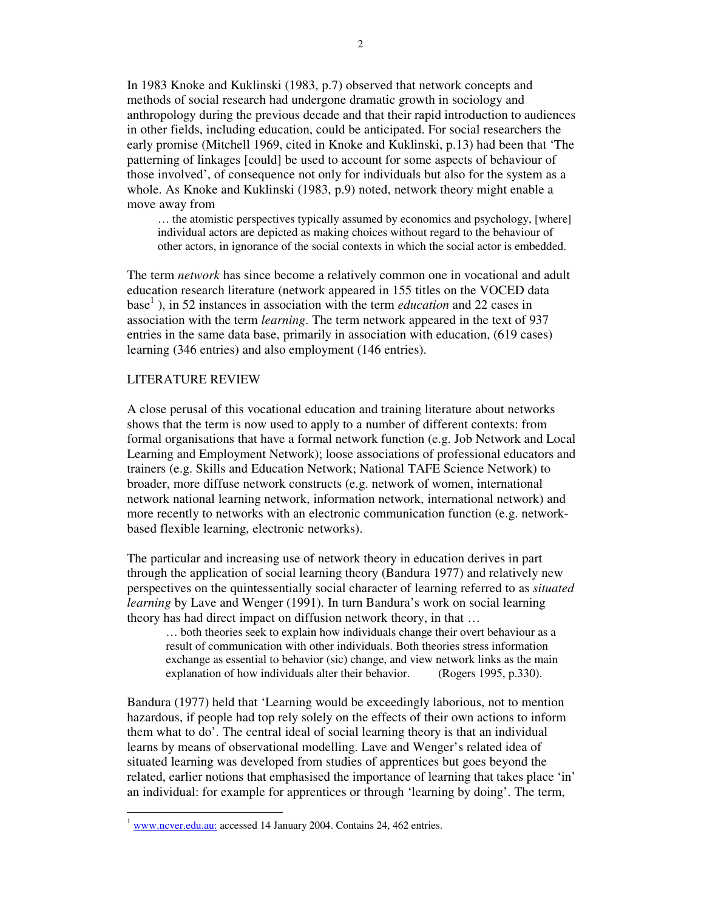In 1983 Knoke and Kuklinski (1983, p.7) observed that network concepts and methods of social research had undergone dramatic growth in sociology and anthropology during the previous decade and that their rapid introduction to audiences in other fields, including education, could be anticipated. For social researchers the early promise (Mitchell 1969, cited in Knoke and Kuklinski, p.13) had been that 'The patterning of linkages [could] be used to account for some aspects of behaviour of those involved', of consequence not only for individuals but also for the system as a whole. As Knoke and Kuklinski (1983, p.9) noted, network theory might enable a move away from

> … the atomistic perspectives typically assumed by economics and psychology, [where] individual actors are depicted as making choices without regard to the behaviour of other actors, in ignorance of the social contexts in which the social actor is embedded.

The term *network* has since become a relatively common one in vocational and adult education research literature (network appeared in 155 titles on the VOCED data base[1] ), in 52 instances in association with the term *education* and 22 cases in association with the term *learning*. The term network appeared in the text of 937 entries in the same data base, primarily in association with education, (619 cases) learning (346 entries) and also employment (146 entries).

## LITERATURE REVIEW

A close perusal of this vocational education and training literature about networks shows that the term is now used to apply to a number of different contexts: from formal organisations that have a formal network function (e.g. Job Network and Local Learning and Employment Network); loose associations of professional educators and trainers (e.g. Skills and Education Network; National TAFE Science Network) to broader, more diffuse network constructs (e.g. network of women, international network national learning network, information network, international network) and more recently to networks with an electronic communication function (e.g. network-based flexible learning, electronic networks).

The particular and increasing use of network theory in education derives in part through the application of social learning theory (Bandura 1977) and relatively new perspectives on the quintessentially social character of learning referred to as *situated learning* by Lave and Wenger (1991). In turn Bandura's work on social learning theory has had direct impact on diffusion network theory, in that …

> … both theories seek to explain how individuals change their overt behaviour as a result of communication with other individuals. Both theories stress information exchange as essential to behavior (sic) change, and view network links as the main explanation of how individuals alter their behavior. (Rogers 1995, p.330).

Bandura (1977) held that 'Learning would be exceedingly laborious, not to mention hazardous, if people had top rely solely on the effects of their own actions to inform them what to do'. The central ideal of social learning theory is that an individual learns by means of observational modelling. Lave and Wenger's related idea of situated learning was developed from studies of apprentices but goes beyond the related, earlier notions that emphasised the importance of learning that takes place 'in' an individual: for example for apprentices or through 'learning by doing'. The term,

[1] www.ncver.edu.au: accessed 14 January 2004. Contains 24, 462 entries.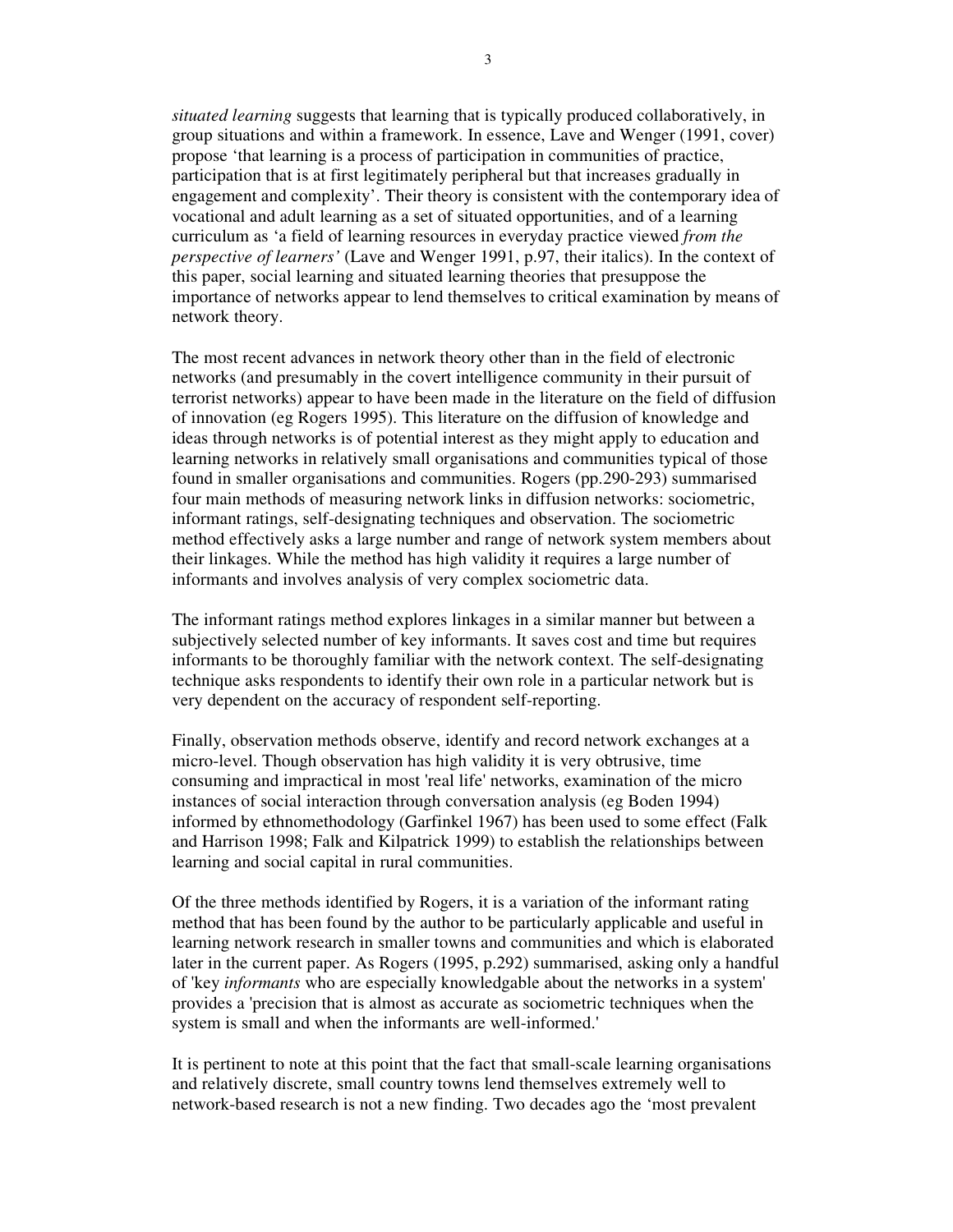*situated learning* suggests that learning that is typically produced collaboratively, in group situations and within a framework. In essence, Lave and Wenger (1991, cover) propose 'that learning is a process of participation in communities of practice, participation that is at first legitimately peripheral but that increases gradually in engagement and complexity'. Their theory is consistent with the contemporary idea of vocational and adult learning as a set of situated opportunities, and of a learning curriculum as 'a field of learning resources in everyday practice viewed *from the perspective of learners'* (Lave and Wenger 1991, p.97, their italics). In the context of this paper, social learning and situated learning theories that presuppose the importance of networks appear to lend themselves to critical examination by means of network theory.

The most recent advances in network theory other than in the field of electronic networks (and presumably in the covert intelligence community in their pursuit of terrorist networks) appear to have been made in the literature on the field of diffusion of innovation (eg Rogers 1995). This literature on the diffusion of knowledge and ideas through networks is of potential interest as they might apply to education and learning networks in relatively small organisations and communities typical of those found in smaller organisations and communities. Rogers (pp.290-293) summarised four main methods of measuring network links in diffusion networks: sociometric, informant ratings, self-designating techniques and observation. The sociometric method effectively asks a large number and range of network system members about their linkages. While the method has high validity it requires a large number of informants and involves analysis of very complex sociometric data.

The informant ratings method explores linkages in a similar manner but between a subjectively selected number of key informants. It saves cost and time but requires informants to be thoroughly familiar with the network context. The self-designating technique asks respondents to identify their own role in a particular network but is very dependent on the accuracy of respondent self-reporting.

Finally, observation methods observe, identify and record network exchanges at a micro-level. Though observation has high validity it is very obtrusive, time consuming and impractical in most 'real life' networks, examination of the micro instances of social interaction through conversation analysis (eg Boden 1994) informed by ethnomethodology (Garfinkel 1967) has been used to some effect (Falk and Harrison 1998; Falk and Kilpatrick 1999) to establish the relationships between learning and social capital in rural communities.

Of the three methods identified by Rogers, it is a variation of the informant rating method that has been found by the author to be particularly applicable and useful in learning network research in smaller towns and communities and which is elaborated later in the current paper. As Rogers (1995, p.292) summarised, asking only a handful of 'key *informants* who are especially knowledgable about the networks in a system' provides a 'precision that is almost as accurate as sociometric techniques when the system is small and when the informants are well-informed.'

It is pertinent to note at this point that the fact that small-scale learning organisations and relatively discrete, small country towns lend themselves extremely well to network-based research is not a new finding. Two decades ago the 'most prevalent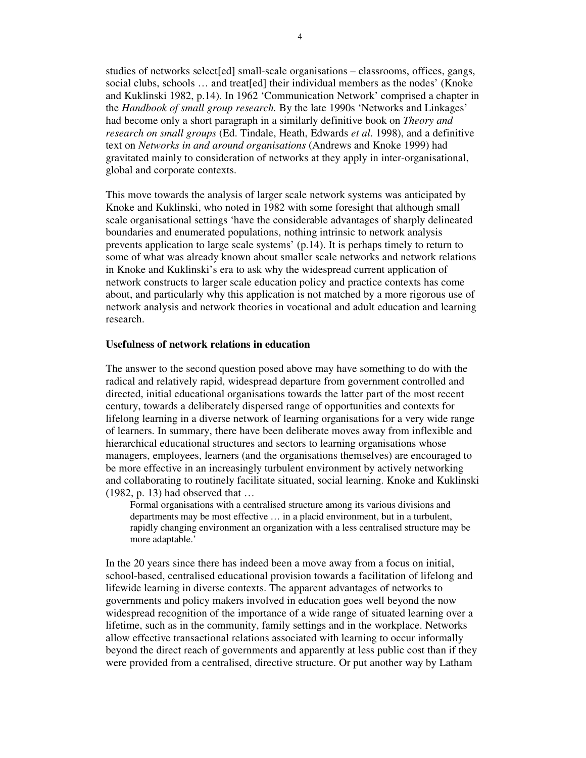studies of networks select[ed] small-scale organisations – classrooms, offices, gangs, social clubs, schools … and treat[ed] their individual members as the nodes' (Knoke and Kuklinski 1982, p.14). In 1962 'Communication Network' comprised a chapter in the *Handbook of small group research.* By the late 1990s 'Networks and Linkages' had become only a short paragraph in a similarly definitive book on *Theory and research on small groups* (Ed. Tindale, Heath, Edwards *et al*. 1998), and a definitive text on *Networks in and around organisations* (Andrews and Knoke 1999) had gravitated mainly to consideration of networks at they apply in inter-organisational, global and corporate contexts.

This move towards the analysis of larger scale network systems was anticipated by Knoke and Kuklinski, who noted in 1982 with some foresight that although small scale organisational settings 'have the considerable advantages of sharply delineated boundaries and enumerated populations, nothing intrinsic to network analysis prevents application to large scale systems' (p.14). It is perhaps timely to return to some of what was already known about smaller scale networks and network relations in Knoke and Kuklinski's era to ask why the widespread current application of network constructs to larger scale education policy and practice contexts has come about, and particularly why this application is not matched by a more rigorous use of network analysis and network theories in vocational and adult education and learning research.

**Usefulness of network relations in education**

The answer to the second question posed above may have something to do with the radical and relatively rapid, widespread departure from government controlled and directed, initial educational organisations towards the latter part of the most recent century, towards a deliberately dispersed range of opportunities and contexts for lifelong learning in a diverse network of learning organisations for a very wide range of learners. In summary, there have been deliberate moves away from inflexible and hierarchical educational structures and sectors to learning organisations whose managers, employees, learners (and the organisations themselves) are encouraged to be more effective in an increasingly turbulent environment by actively networking and collaborating to routinely facilitate situated, social learning. Knoke and Kuklinski (1982, p. 13) had observed that …

> Formal organisations with a centralised structure among its various divisions and departments may be most effective … in a placid environment, but in a turbulent, rapidly changing environment an organization with a less centralised structure may be more adaptable.'

In the 20 years since there has indeed been a move away from a focus on initial, school-based, centralised educational provision towards a facilitation of lifelong and lifewide learning in diverse contexts. The apparent advantages of networks to governments and policy makers involved in education goes well beyond the now widespread recognition of the importance of a wide range of situated learning over a lifetime, such as in the community, family settings and in the workplace. Networks allow effective transactional relations associated with learning to occur informally beyond the direct reach of governments and apparently at less public cost than if they were provided from a centralised, directive structure. Or put another way by Latham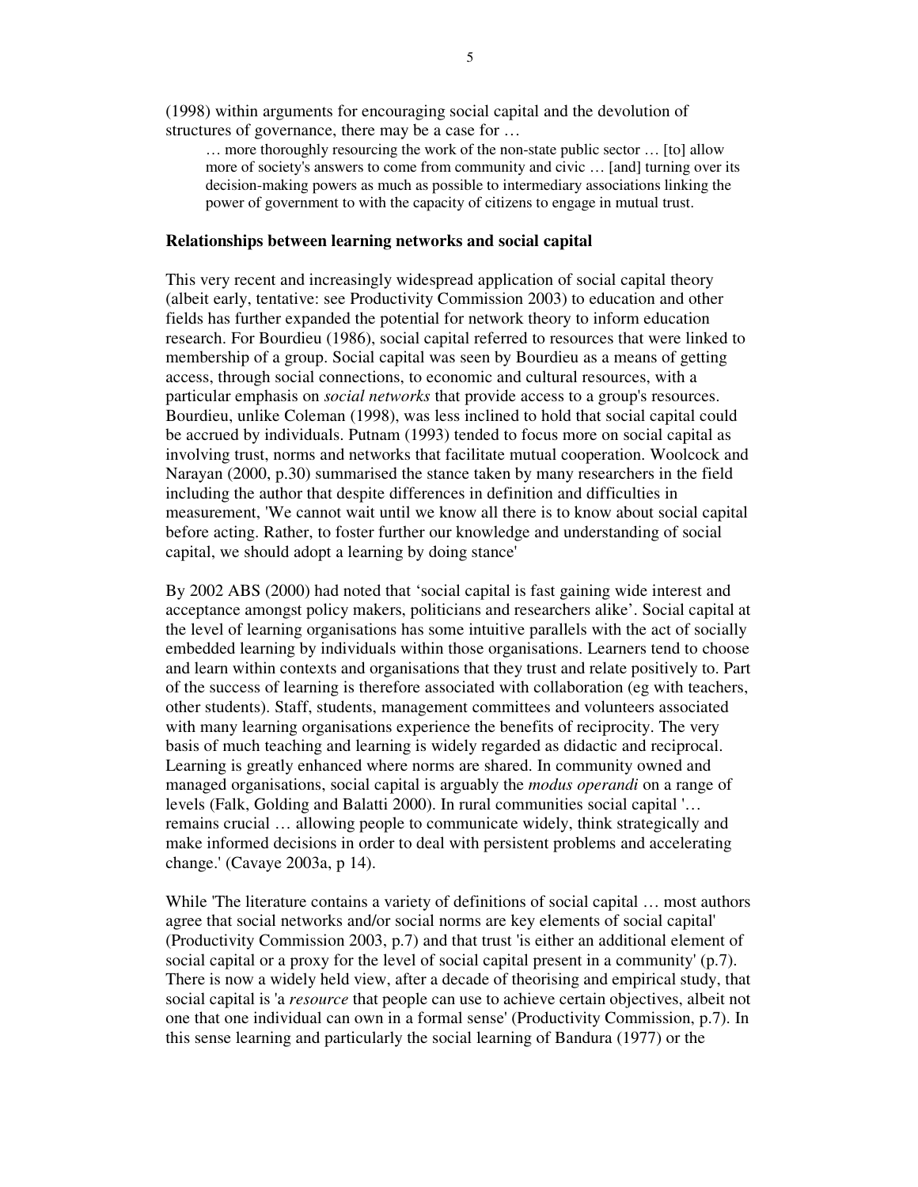(1998) within arguments for encouraging social capital and the devolution of structures of governance, there may be a case for …

> … more thoroughly resourcing the work of the non-state public sector … [to] allow more of society's answers to come from community and civic … [and] turning over its decision-making powers as much as possible to intermediary associations linking the power of government to with the capacity of citizens to engage in mutual trust.

**Relationships between learning networks and social capital**

This very recent and increasingly widespread application of social capital theory (albeit early, tentative: see Productivity Commission 2003) to education and other fields has further expanded the potential for network theory to inform education research. For Bourdieu (1986), social capital referred to resources that were linked to membership of a group. Social capital was seen by Bourdieu as a means of getting access, through social connections, to economic and cultural resources, with a particular emphasis on *social networks* that provide access to a group's resources. Bourdieu, unlike Coleman (1998), was less inclined to hold that social capital could be accrued by individuals. Putnam (1993) tended to focus more on social capital as involving trust, norms and networks that facilitate mutual cooperation. Woolcock and Narayan (2000, p.30) summarised the stance taken by many researchers in the field including the author that despite differences in definition and difficulties in measurement, 'We cannot wait until we know all there is to know about social capital before acting. Rather, to foster further our knowledge and understanding of social capital, we should adopt a learning by doing stance'

By 2002 ABS (2000) had noted that 'social capital is fast gaining wide interest and acceptance amongst policy makers, politicians and researchers alike'. Social capital at the level of learning organisations has some intuitive parallels with the act of socially embedded learning by individuals within those organisations. Learners tend to choose and learn within contexts and organisations that they trust and relate positively to. Part of the success of learning is therefore associated with collaboration (eg with teachers, other students). Staff, students, management committees and volunteers associated with many learning organisations experience the benefits of reciprocity. The very basis of much teaching and learning is widely regarded as didactic and reciprocal. Learning is greatly enhanced where norms are shared. In community owned and managed organisations, social capital is arguably the *modus operandi* on a range of levels (Falk, Golding and Balatti 2000). In rural communities social capital '… remains crucial … allowing people to communicate widely, think strategically and make informed decisions in order to deal with persistent problems and accelerating change.' (Cavaye 2003a, p 14).

While 'The literature contains a variety of definitions of social capital … most authors agree that social networks and/or social norms are key elements of social capital' (Productivity Commission 2003, p.7) and that trust 'is either an additional element of social capital or a proxy for the level of social capital present in a community' (p.7). There is now a widely held view, after a decade of theorising and empirical study, that social capital is 'a *resource* that people can use to achieve certain objectives, albeit not one that one individual can own in a formal sense' (Productivity Commission, p.7). In this sense learning and particularly the social learning of Bandura (1977) or the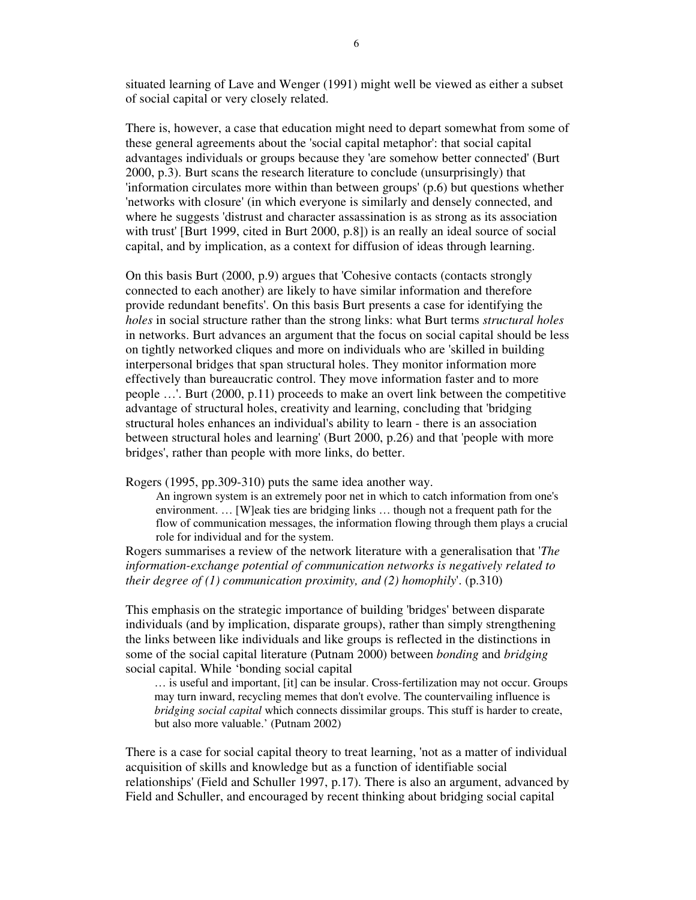situated learning of Lave and Wenger (1991) might well be viewed as either a subset of social capital or very closely related.

There is, however, a case that education might need to depart somewhat from some of these general agreements about the 'social capital metaphor': that social capital advantages individuals or groups because they 'are somehow better connected' (Burt 2000, p.3). Burt scans the research literature to conclude (unsurprisingly) that 'information circulates more within than between groups' (p.6) but questions whether 'networks with closure' (in which everyone is similarly and densely connected, and where he suggests 'distrust and character assassination is as strong as its association with trust' [Burt 1999, cited in Burt 2000, p.8]) is an really an ideal source of social capital, and by implication, as a context for diffusion of ideas through learning.

On this basis Burt (2000, p.9) argues that 'Cohesive contacts (contacts strongly connected to each another) are likely to have similar information and therefore provide redundant benefits'. On this basis Burt presents a case for identifying the *holes* in social structure rather than the strong links: what Burt terms *structural holes* in networks. Burt advances an argument that the focus on social capital should be less on tightly networked cliques and more on individuals who are 'skilled in building interpersonal bridges that span structural holes. They monitor information more effectively than bureaucratic control. They move information faster and to more people …'. Burt (2000, p.11) proceeds to make an overt link between the competitive advantage of structural holes, creativity and learning, concluding that 'bridging structural holes enhances an individual's ability to learn - there is an association between structural holes and learning' (Burt 2000, p.26) and that 'people with more bridges', rather than people with more links, do better.

Rogers (1995, pp.309-310) puts the same idea another way.

> An ingrown system is an extremely poor net in which to catch information from one's environment. … [W]eak ties are bridging links … though not a frequent path for the flow of communication messages, the information flowing through them plays a crucial role for individual and for the system.

Rogers summarises a review of the network literature with a generalisation that '*The information-exchange potential of communication networks is negatively related to their degree of (1) communication proximity, and (2) homophily*'. (p.310)

This emphasis on the strategic importance of building 'bridges' between disparate individuals (and by implication, disparate groups), rather than simply strengthening the links between like individuals and like groups is reflected in the distinctions in some of the social capital literature (Putnam 2000) between *bonding* and *bridging* social capital. While 'bonding social capital

> … is useful and important, [it] can be insular. Cross-fertilization may not occur. Groups may turn inward, recycling memes that don't evolve. The countervailing influence is *bridging social capital* which connects dissimilar groups. This stuff is harder to create, but also more valuable.' (Putnam 2002)

There is a case for social capital theory to treat learning, 'not as a matter of individual acquisition of skills and knowledge but as a function of identifiable social relationships' (Field and Schuller 1997, p.17). There is also an argument, advanced by Field and Schuller, and encouraged by recent thinking about bridging social capital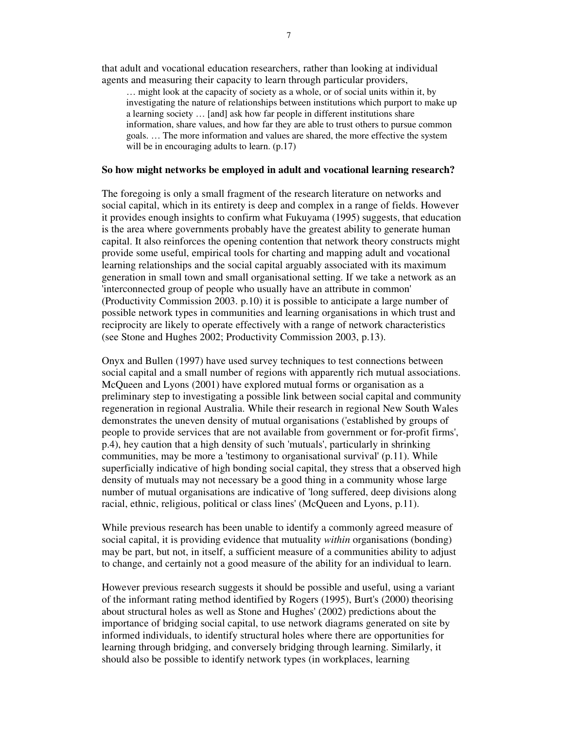that adult and vocational education researchers, rather than looking at individual agents and measuring their capacity to learn through particular providers,

> … might look at the capacity of society as a whole, or of social units within it, by investigating the nature of relationships between institutions which purport to make up a learning society … [and] ask how far people in different institutions share information, share values, and how far they are able to trust others to pursue common goals. … The more information and values are shared, the more effective the system will be in encouraging adults to learn. (p.17)

**So how might networks be employed in adult and vocational learning research?**

The foregoing is only a small fragment of the research literature on networks and social capital, which in its entirety is deep and complex in a range of fields. However it provides enough insights to confirm what Fukuyama (1995) suggests, that education is the area where governments probably have the greatest ability to generate human capital. It also reinforces the opening contention that network theory constructs might provide some useful, empirical tools for charting and mapping adult and vocational learning relationships and the social capital arguably associated with its maximum generation in small town and small organisational setting. If we take a network as an 'interconnected group of people who usually have an attribute in common' (Productivity Commission 2003. p.10) it is possible to anticipate a large number of possible network types in communities and learning organisations in which trust and reciprocity are likely to operate effectively with a range of network characteristics (see Stone and Hughes 2002; Productivity Commission 2003, p.13).

Onyx and Bullen (1997) have used survey techniques to test connections between social capital and a small number of regions with apparently rich mutual associations. McQueen and Lyons (2001) have explored mutual forms or organisation as a preliminary step to investigating a possible link between social capital and community regeneration in regional Australia. While their research in regional New South Wales demonstrates the uneven density of mutual organisations ('established by groups of people to provide services that are not available from government or for-profit firms', p.4), hey caution that a high density of such 'mutuals', particularly in shrinking communities, may be more a 'testimony to organisational survival' (p.11). While superficially indicative of high bonding social capital, they stress that a observed high density of mutuals may not necessary be a good thing in a community whose large number of mutual organisations are indicative of 'long suffered, deep divisions along racial, ethnic, religious, political or class lines' (McQueen and Lyons, p.11).

While previous research has been unable to identify a commonly agreed measure of social capital, it is providing evidence that mutuality *within* organisations (bonding) may be part, but not, in itself, a sufficient measure of a communities ability to adjust to change, and certainly not a good measure of the ability for an individual to learn.

However previous research suggests it should be possible and useful, using a variant of the informant rating method identified by Rogers (1995), Burt's (2000) theorising about structural holes as well as Stone and Hughes' (2002) predictions about the importance of bridging social capital, to use network diagrams generated on site by informed individuals, to identify structural holes where there are opportunities for learning through bridging, and conversely bridging through learning. Similarly, it should also be possible to identify network types (in workplaces, learning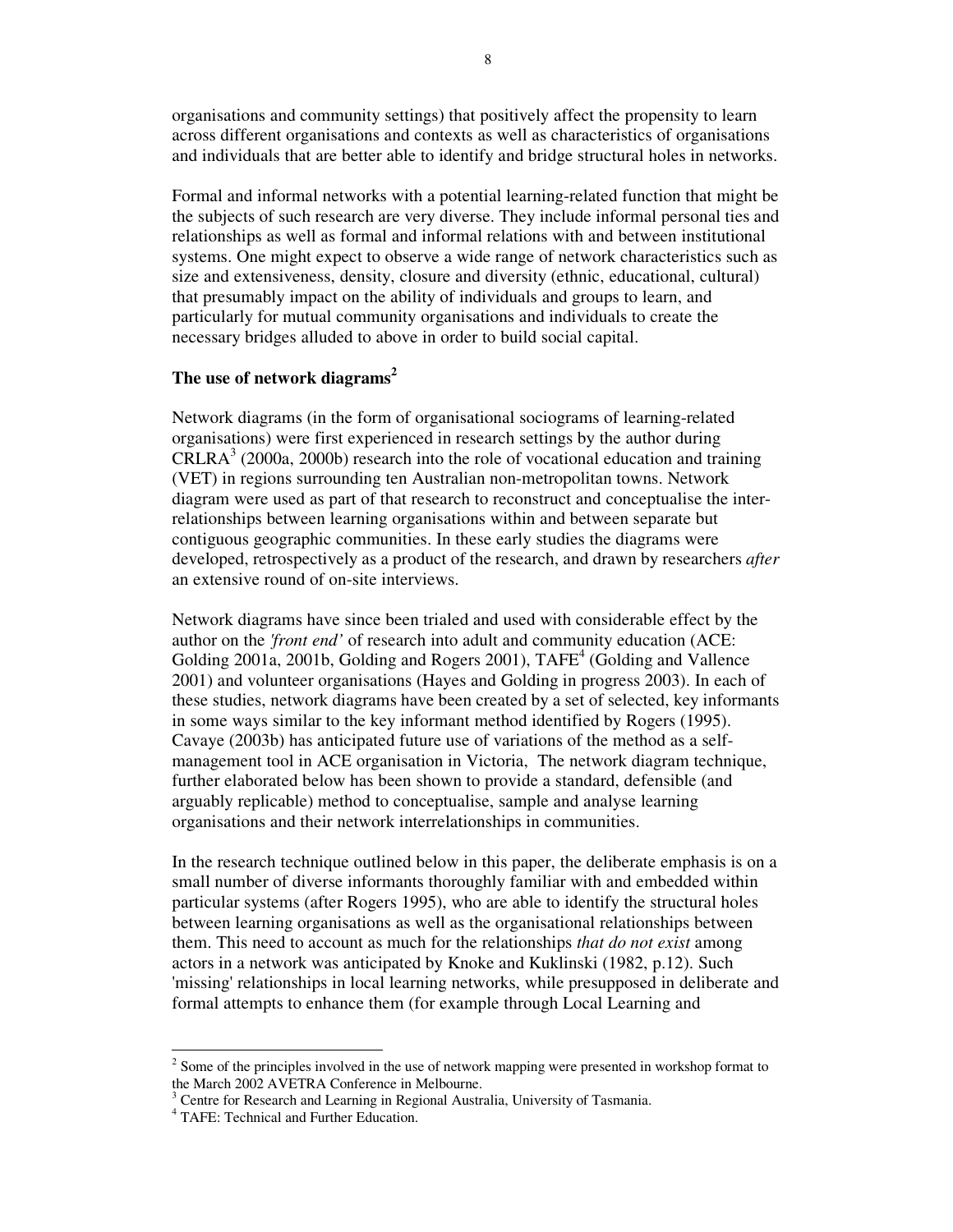organisations and community settings) that positively affect the propensity to learn across different organisations and contexts as well as characteristics of organisations and individuals that are better able to identify and bridge structural holes in networks.

Formal and informal networks with a potential learning-related function that might be the subjects of such research are very diverse. They include informal personal ties and relationships as well as formal and informal relations with and between institutional systems. One might expect to observe a wide range of network characteristics such as size and extensiveness, density, closure and diversity (ethnic, educational, cultural) that presumably impact on the ability of individuals and groups to learn, and particularly for mutual community organisations and individuals to create the necessary bridges alluded to above in order to build social capital.

## The use of network diagrams[2]

Network diagrams (in the form of organisational sociograms of learning-related organisations) were first experienced in research settings by the author during CRLRA[3] (2000a, 2000b) research into the role of vocational education and training (VET) in regions surrounding ten Australian non-metropolitan towns. Network diagram were used as part of that research to reconstruct and conceptualise the inter-relationships between learning organisations within and between separate but contiguous geographic communities. In these early studies the diagrams were developed, retrospectively as a product of the research, and drawn by researchers *after* an extensive round of on-site interviews.

Network diagrams have since been trialed and used with considerable effect by the author on the *'front end'* of research into adult and community education (ACE: Golding 2001a, 2001b, Golding and Rogers 2001), TAFE[4] (Golding and Vallence 2001) and volunteer organisations (Hayes and Golding in progress 2003). In each of these studies, network diagrams have been created by a set of selected, key informants in some ways similar to the key informant method identified by Rogers (1995). Cavaye (2003b) has anticipated future use of variations of the method as a self-management tool in ACE organisation in Victoria, The network diagram technique, further elaborated below has been shown to provide a standard, defensible (and arguably replicable) method to conceptualise, sample and analyse learning organisations and their network interrelationships in communities.

In the research technique outlined below in this paper, the deliberate emphasis is on a small number of diverse informants thoroughly familiar with and embedded within particular systems (after Rogers 1995), who are able to identify the structural holes between learning organisations as well as the organisational relationships between them. This need to account as much for the relationships *that do not exist* among actors in a network was anticipated by Knoke and Kuklinski (1982, p.12). Such 'missing' relationships in local learning networks, while presupposed in deliberate and formal attempts to enhance them (for example through Local Learning and

---

[2] Some of the principles involved in the use of network mapping were presented in workshop format to the March 2002 AVETRA Conference in Melbourne.

[3] Centre for Research and Learning in Regional Australia, University of Tasmania.

[4] TAFE: Technical and Further Education.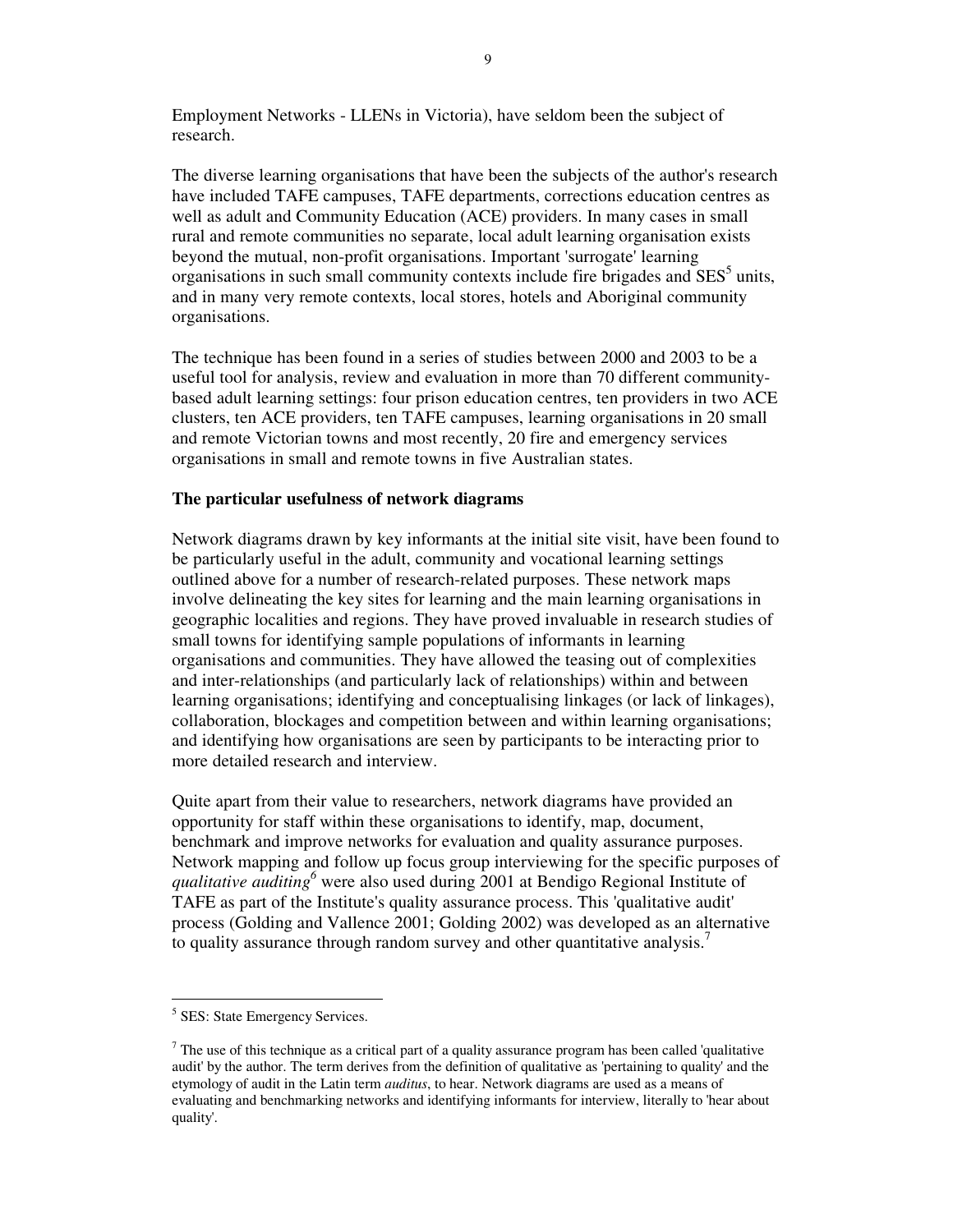Employment Networks - LLENs in Victoria), have seldom been the subject of research.

The diverse learning organisations that have been the subjects of the author's research have included TAFE campuses, TAFE departments, corrections education centres as well as adult and Community Education (ACE) providers. In many cases in small rural and remote communities no separate, local adult learning organisation exists beyond the mutual, non-profit organisations. Important 'surrogate' learning organisations in such small community contexts include fire brigades and SES[5] units, and in many very remote contexts, local stores, hotels and Aboriginal community organisations.

The technique has been found in a series of studies between 2000 and 2003 to be a useful tool for analysis, review and evaluation in more than 70 different community-based adult learning settings: four prison education centres, ten providers in two ACE clusters, ten ACE providers, ten TAFE campuses, learning organisations in 20 small and remote Victorian towns and most recently, 20 fire and emergency services organisations in small and remote towns in five Australian states.

**The particular usefulness of network diagrams**

Network diagrams drawn by key informants at the initial site visit, have been found to be particularly useful in the adult, community and vocational learning settings outlined above for a number of research-related purposes. These network maps involve delineating the key sites for learning and the main learning organisations in geographic localities and regions. They have proved invaluable in research studies of small towns for identifying sample populations of informants in learning organisations and communities. They have allowed the teasing out of complexities and inter-relationships (and particularly lack of relationships) within and between learning organisations; identifying and conceptualising linkages (or lack of linkages), collaboration, blockages and competition between and within learning organisations; and identifying how organisations are seen by participants to be interacting prior to more detailed research and interview.

Quite apart from their value to researchers, network diagrams have provided an opportunity for staff within these organisations to identify, map, document, benchmark and improve networks for evaluation and quality assurance purposes. Network mapping and follow up focus group interviewing for the specific purposes of *qualitative auditing*[6] were also used during 2001 at Bendigo Regional Institute of TAFE as part of the Institute's quality assurance process. This 'qualitative audit' process (Golding and Vallence 2001; Golding 2002) was developed as an alternative to quality assurance through random survey and other quantitative analysis.[7]

---

[5] SES: State Emergency Services.

[7] The use of this technique as a critical part of a quality assurance program has been called 'qualitative audit' by the author. The term derives from the definition of qualitative as 'pertaining to quality' and the etymology of audit in the Latin term *auditus*, to hear. Network diagrams are used as a means of evaluating and benchmarking networks and identifying informants for interview, literally to 'hear about quality'.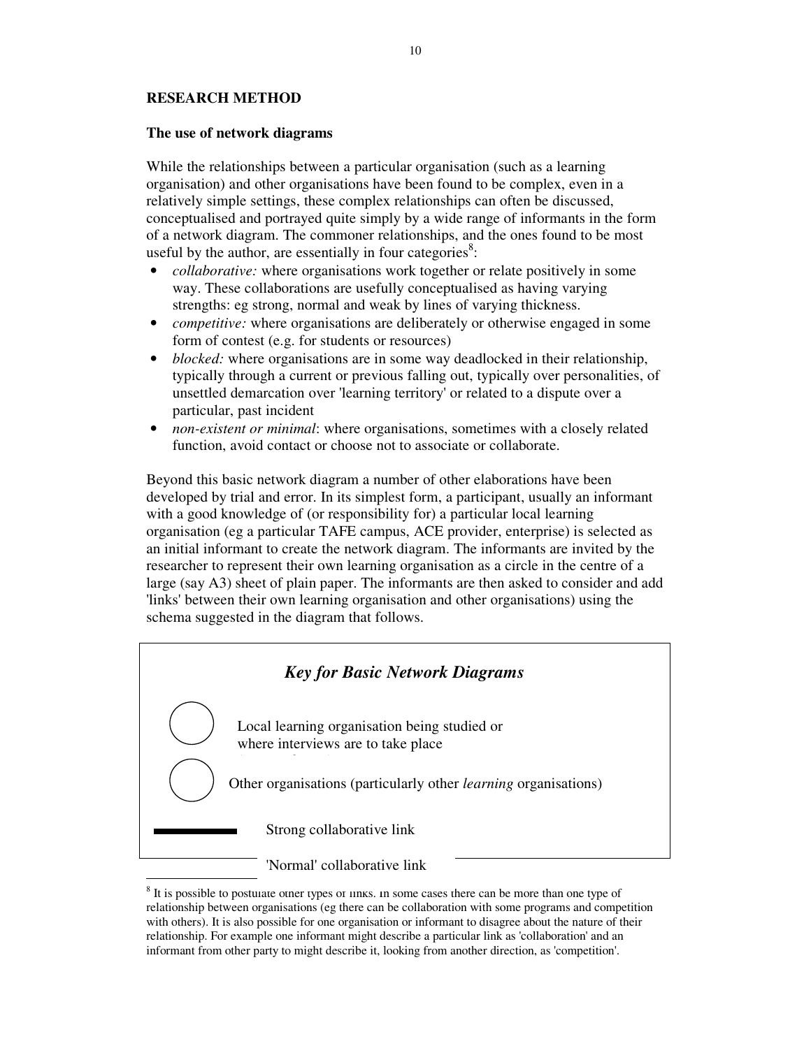## RESEARCH METHOD

### The use of network diagrams

While the relationships between a particular organisation (such as a learning organisation) and other organisations have been found to be complex, even in a relatively simple settings, these complex relationships can often be discussed, conceptualised and portrayed quite simply by a wide range of informants in the form of a network diagram. The commoner relationships, and the ones found to be most useful by the author, are essentially in four categories[8]:

- *collaborative:* where organisations work together or relate positively in some way. These collaborations are usefully conceptualised as having varying strengths: eg strong, normal and weak by lines of varying thickness.
- *competitive:* where organisations are deliberately or otherwise engaged in some form of contest (e.g. for students or resources)
- *blocked:* where organisations are in some way deadlocked in their relationship, typically through a current or previous falling out, typically over personalities, of unsettled demarcation over 'learning territory' or related to a dispute over a particular, past incident
- *non-existent or minimal*: where organisations, sometimes with a closely related function, avoid contact or choose not to associate or collaborate.

Beyond this basic network diagram a number of other elaborations have been developed by trial and error. In its simplest form, a participant, usually an informant with a good knowledge of (or responsibility for) a particular local learning organisation (eg a particular TAFE campus, ACE provider, enterprise) is selected as an initial informant to create the network diagram. The informants are invited by the researcher to represent their own learning organisation as a circle in the centre of a large (say A3) sheet of plain paper. The informants are then asked to consider and add 'links' between their own learning organisation and other organisations) using the schema suggested in the diagram that follows.

***Key for Basic Network Diagrams***

Local learning organisation being studied or where interviews are to take place

Other organisations (particularly other *learning* organisations)

Strong collaborative link

'Normal' collaborative link

---

[8] It is possible to postulate other types of links. In some cases there can be more than one type of relationship between organisations (eg there can be collaboration with some programs and competition with others). It is also possible for one organisation or informant to disagree about the nature of their relationship. For example one informant might describe a particular link as 'collaboration' and an informant from other party to might describe it, looking from another direction, as 'competition'.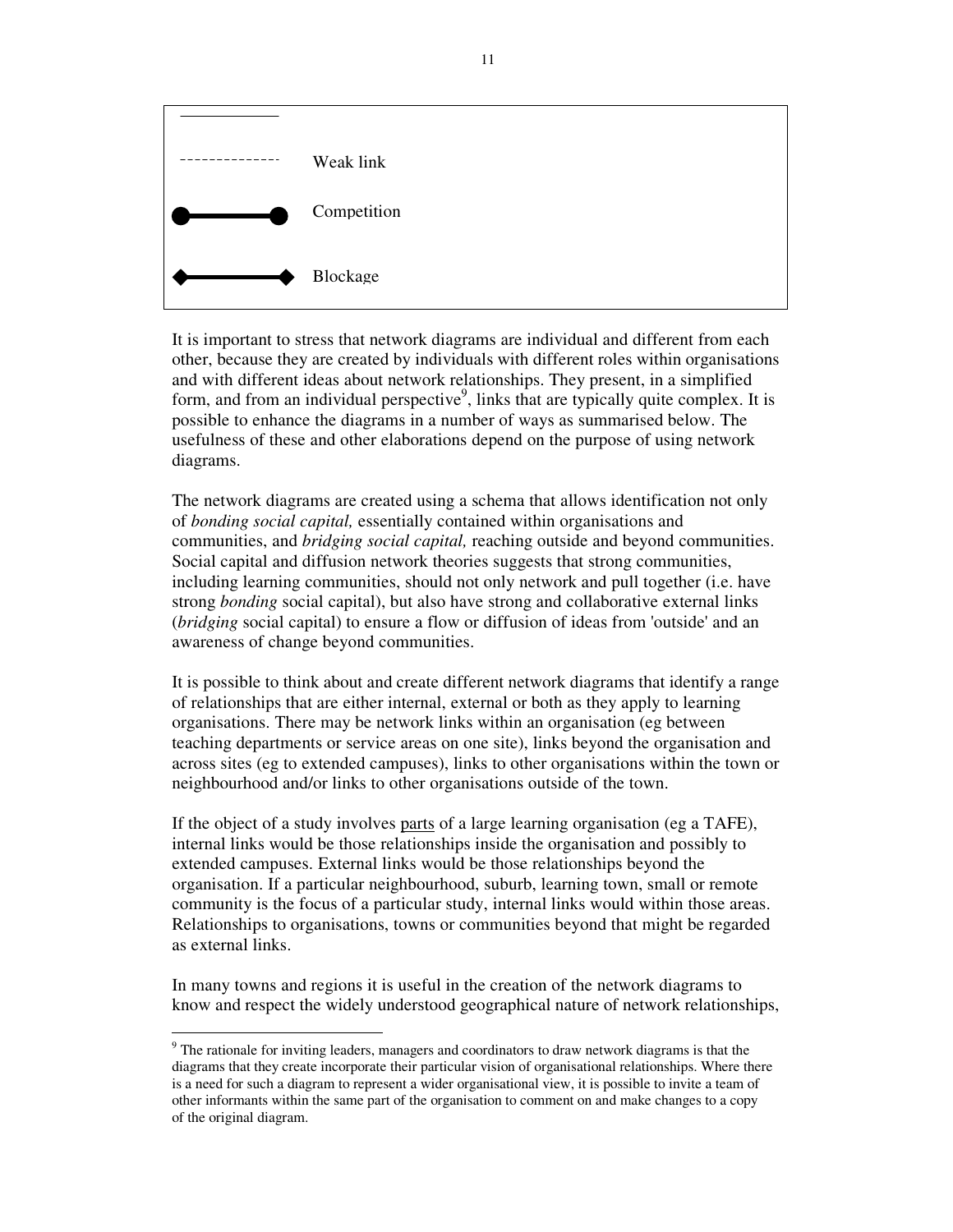| | |
|---|---|
| ———————— | |
| - - - - - - - - - - - - - | Weak link |
| ●———● | Competition |
| ◆———◆ | Blockage |

It is important to stress that network diagrams are individual and different from each other, because they are created by individuals with different roles within organisations and with different ideas about network relationships. They present, in a simplified form, and from an individual perspective[9], links that are typically quite complex. It is possible to enhance the diagrams in a number of ways as summarised below. The usefulness of these and other elaborations depend on the purpose of using network diagrams.

The network diagrams are created using a schema that allows identification not only of *bonding social capital,* essentially contained within organisations and communities, and *bridging social capital,* reaching outside and beyond communities. Social capital and diffusion network theories suggests that strong communities, including learning communities, should not only network and pull together (i.e. have strong *bonding* social capital), but also have strong and collaborative external links (*bridging* social capital) to ensure a flow or diffusion of ideas from 'outside' and an awareness of change beyond communities.

It is possible to think about and create different network diagrams that identify a range of relationships that are either internal, external or both as they apply to learning organisations. There may be network links within an organisation (eg between teaching departments or service areas on one site), links beyond the organisation and across sites (eg to extended campuses), links to other organisations within the town or neighbourhood and/or links to other organisations outside of the town.

If the object of a study involves <u>parts</u> of a large learning organisation (eg a TAFE), internal links would be those relationships inside the organisation and possibly to extended campuses. External links would be those relationships beyond the organisation. If a particular neighbourhood, suburb, learning town, small or remote community is the focus of a particular study, internal links would within those areas. Relationships to organisations, towns or communities beyond that might be regarded as external links.

In many towns and regions it is useful in the creation of the network diagrams to know and respect the widely understood geographical nature of network relationships,

---

[9] The rationale for inviting leaders, managers and coordinators to draw network diagrams is that the diagrams that they create incorporate their particular vision of organisational relationships. Where there is a need for such a diagram to represent a wider organisational view, it is possible to invite a team of other informants within the same part of the organisation to comment on and make changes to a copy of the original diagram.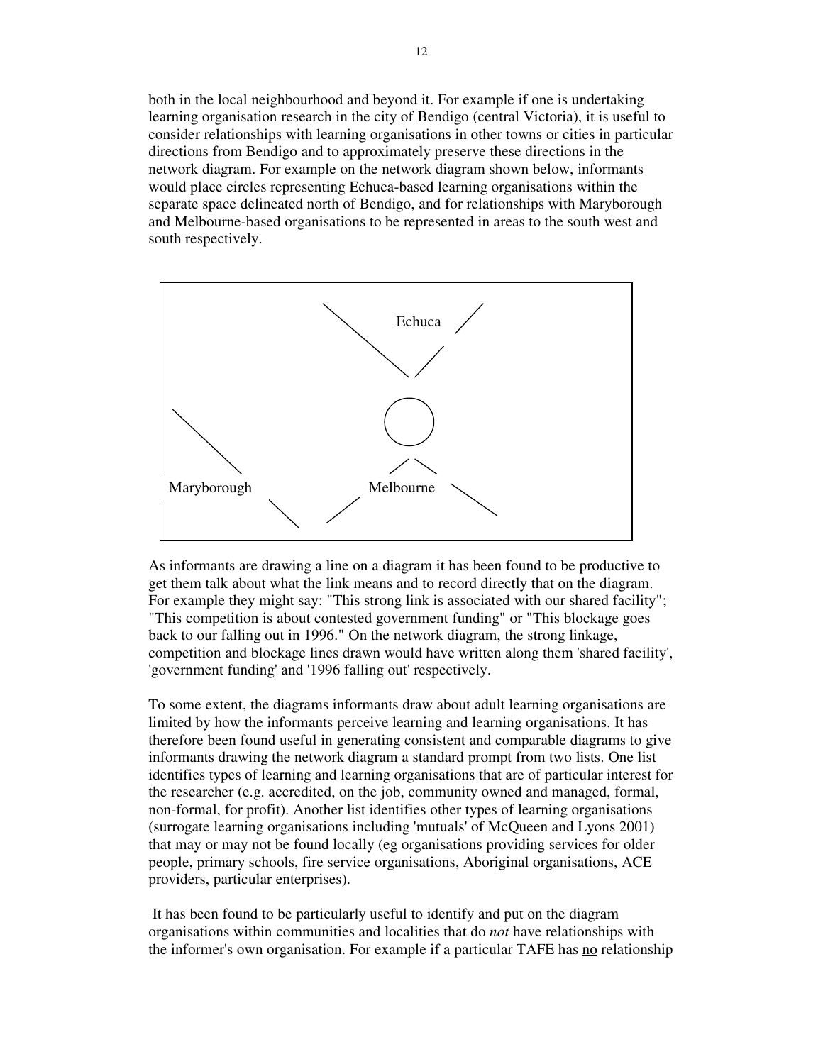both in the local neighbourhood and beyond it. For example if one is undertaking learning organisation research in the city of Bendigo (central Victoria), it is useful to consider relationships with learning organisations in other towns or cities in particular directions from Bendigo and to approximately preserve these directions in the network diagram. For example on the network diagram shown below, informants would place circles representing Echuca-based learning organisations within the separate space delineated north of Bendigo, and for relationships with Maryborough and Melbourne-based organisations to be represented in areas to the south west and south respectively.

Echuca

Maryborough

Melbourne

As informants are drawing a line on a diagram it has been found to be productive to get them talk about what the link means and to record directly that on the diagram. For example they might say: "This strong link is associated with our shared facility"; "This competition is about contested government funding" or "This blockage goes back to our falling out in 1996." On the network diagram, the strong linkage, competition and blockage lines drawn would have written along them 'shared facility', 'government funding' and '1996 falling out' respectively.

To some extent, the diagrams informants draw about adult learning organisations are limited by how the informants perceive learning and learning organisations. It has therefore been found useful in generating consistent and comparable diagrams to give informants drawing the network diagram a standard prompt from two lists. One list identifies types of learning and learning organisations that are of particular interest for the researcher (e.g. accredited, on the job, community owned and managed, formal, non-formal, for profit). Another list identifies other types of learning organisations (surrogate learning organisations including 'mutuals' of McQueen and Lyons 2001) that may or may not be found locally (eg organisations providing services for older people, primary schools, fire service organisations, Aboriginal organisations, ACE providers, particular enterprises).

It has been found to be particularly useful to identify and put on the diagram organisations within communities and localities that do *not* have relationships with the informer's own organisation. For example if a particular TAFE has no relationship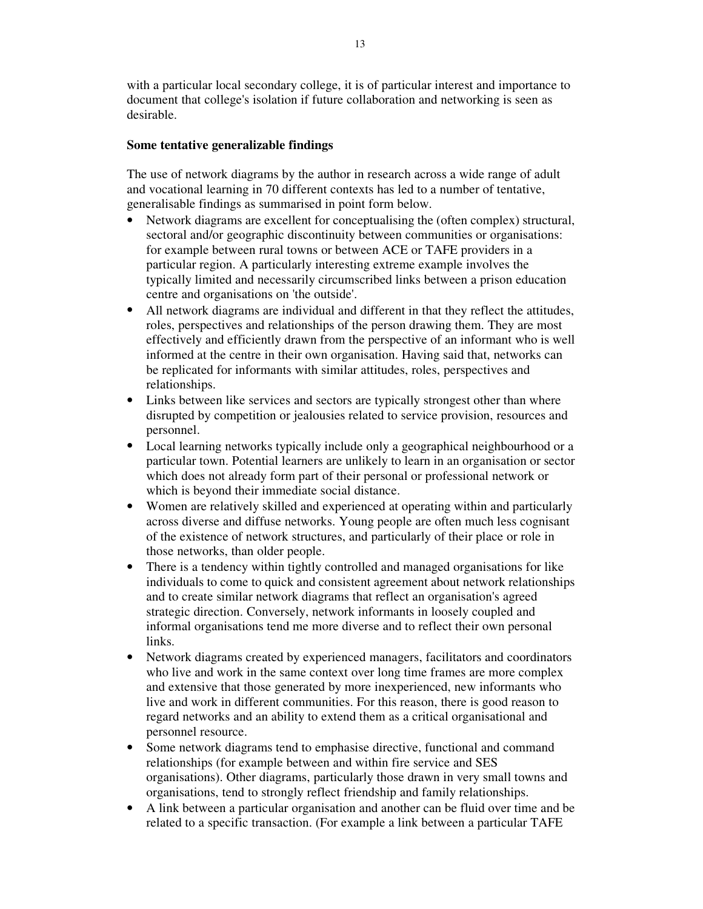with a particular local secondary college, it is of particular interest and importance to document that college's isolation if future collaboration and networking is seen as desirable.

**Some tentative generalizable findings**

The use of network diagrams by the author in research across a wide range of adult and vocational learning in 70 different contexts has led to a number of tentative, generalisable findings as summarised in point form below.

- Network diagrams are excellent for conceptualising the (often complex) structural, sectoral and/or geographic discontinuity between communities or organisations: for example between rural towns or between ACE or TAFE providers in a particular region. A particularly interesting extreme example involves the typically limited and necessarily circumscribed links between a prison education centre and organisations on 'the outside'.
- All network diagrams are individual and different in that they reflect the attitudes, roles, perspectives and relationships of the person drawing them. They are most effectively and efficiently drawn from the perspective of an informant who is well informed at the centre in their own organisation. Having said that, networks can be replicated for informants with similar attitudes, roles, perspectives and relationships.
- Links between like services and sectors are typically strongest other than where disrupted by competition or jealousies related to service provision, resources and personnel.
- Local learning networks typically include only a geographical neighbourhood or a particular town. Potential learners are unlikely to learn in an organisation or sector which does not already form part of their personal or professional network or which is beyond their immediate social distance.
- Women are relatively skilled and experienced at operating within and particularly across diverse and diffuse networks. Young people are often much less cognisant of the existence of network structures, and particularly of their place or role in those networks, than older people.
- There is a tendency within tightly controlled and managed organisations for like individuals to come to quick and consistent agreement about network relationships and to create similar network diagrams that reflect an organisation's agreed strategic direction. Conversely, network informants in loosely coupled and informal organisations tend me more diverse and to reflect their own personal links.
- Network diagrams created by experienced managers, facilitators and coordinators who live and work in the same context over long time frames are more complex and extensive that those generated by more inexperienced, new informants who live and work in different communities. For this reason, there is good reason to regard networks and an ability to extend them as a critical organisational and personnel resource.
- Some network diagrams tend to emphasise directive, functional and command relationships (for example between and within fire service and SES organisations). Other diagrams, particularly those drawn in very small towns and organisations, tend to strongly reflect friendship and family relationships.
- A link between a particular organisation and another can be fluid over time and be related to a specific transaction. (For example a link between a particular TAFE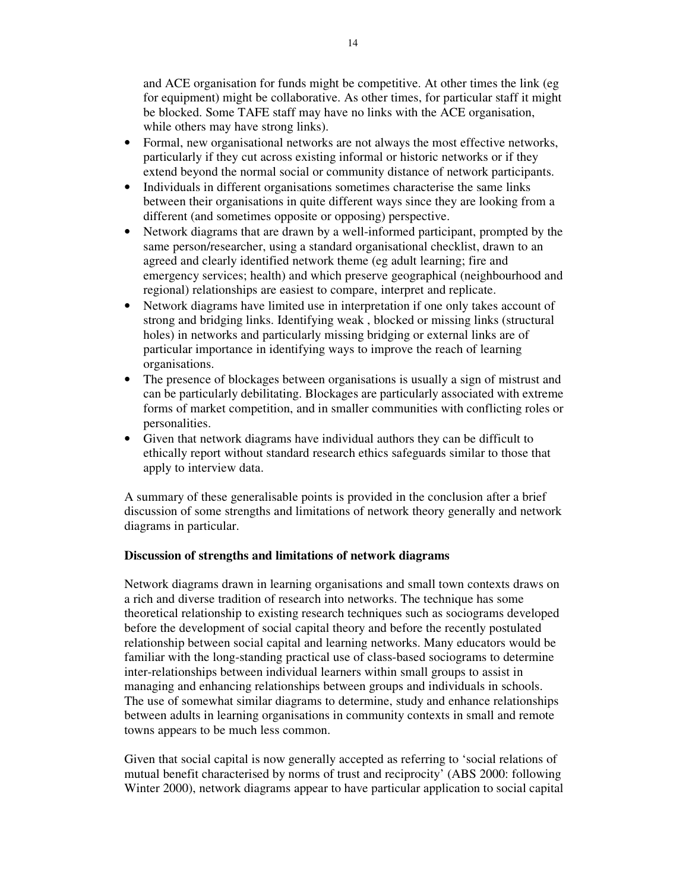and ACE organisation for funds might be competitive. At other times the link (eg for equipment) might be collaborative. As other times, for particular staff it might be blocked. Some TAFE staff may have no links with the ACE organisation, while others may have strong links).

- Formal, new organisational networks are not always the most effective networks, particularly if they cut across existing informal or historic networks or if they extend beyond the normal social or community distance of network participants.
- Individuals in different organisations sometimes characterise the same links between their organisations in quite different ways since they are looking from a different (and sometimes opposite or opposing) perspective.
- Network diagrams that are drawn by a well-informed participant, prompted by the same person/researcher, using a standard organisational checklist, drawn to an agreed and clearly identified network theme (eg adult learning; fire and emergency services; health) and which preserve geographical (neighbourhood and regional) relationships are easiest to compare, interpret and replicate.
- Network diagrams have limited use in interpretation if one only takes account of strong and bridging links. Identifying weak , blocked or missing links (structural holes) in networks and particularly missing bridging or external links are of particular importance in identifying ways to improve the reach of learning organisations.
- The presence of blockages between organisations is usually a sign of mistrust and can be particularly debilitating. Blockages are particularly associated with extreme forms of market competition, and in smaller communities with conflicting roles or personalities.
- Given that network diagrams have individual authors they can be difficult to ethically report without standard research ethics safeguards similar to those that apply to interview data.

A summary of these generalisable points is provided in the conclusion after a brief discussion of some strengths and limitations of network theory generally and network diagrams in particular.

**Discussion of strengths and limitations of network diagrams**

Network diagrams drawn in learning organisations and small town contexts draws on a rich and diverse tradition of research into networks. The technique has some theoretical relationship to existing research techniques such as sociograms developed before the development of social capital theory and before the recently postulated relationship between social capital and learning networks. Many educators would be familiar with the long-standing practical use of class-based sociograms to determine inter-relationships between individual learners within small groups to assist in managing and enhancing relationships between groups and individuals in schools. The use of somewhat similar diagrams to determine, study and enhance relationships between adults in learning organisations in community contexts in small and remote towns appears to be much less common.

Given that social capital is now generally accepted as referring to 'social relations of mutual benefit characterised by norms of trust and reciprocity' (ABS 2000: following Winter 2000), network diagrams appear to have particular application to social capital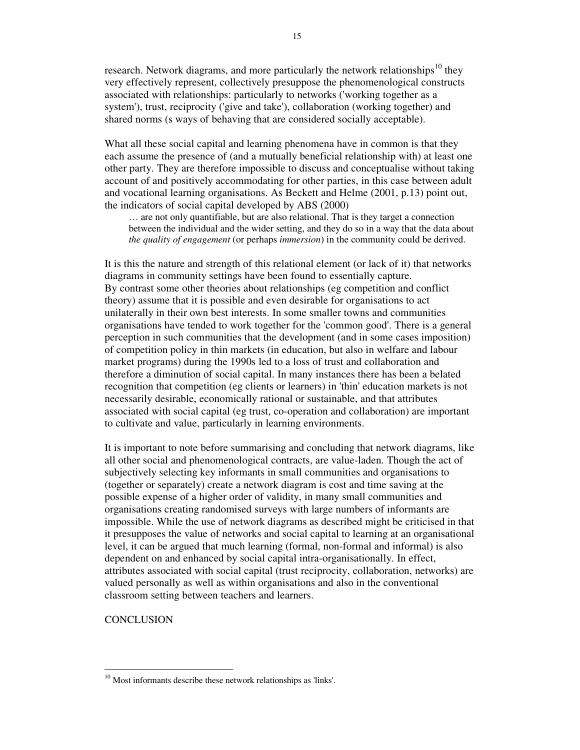research. Network diagrams, and more particularly the network relationships[10] they very effectively represent, collectively presuppose the phenomenological constructs associated with relationships: particularly to networks ('working together as a system'), trust, reciprocity ('give and take'), collaboration (working together) and shared norms (s ways of behaving that are considered socially acceptable).

What all these social capital and learning phenomena have in common is that they each assume the presence of (and a mutually beneficial relationship with) at least one other party. They are therefore impossible to discuss and conceptualise without taking account of and positively accommodating for other parties, in this case between adult and vocational learning organisations. As Beckett and Helme (2001, p.13) point out, the indicators of social capital developed by ABS (2000)

> … are not only quantifiable, but are also relational. That is they target a connection between the individual and the wider setting, and they do so in a way that the data about *the quality of engagement* (or perhaps *immersion*) in the community could be derived.

It is this the nature and strength of this relational element (or lack of it) that networks diagrams in community settings have been found to essentially capture.
By contrast some other theories about relationships (eg competition and conflict theory) assume that it is possible and even desirable for organisations to act unilaterally in their own best interests. In some smaller towns and communities organisations have tended to work together for the 'common good'. There is a general perception in such communities that the development (and in some cases imposition) of competition policy in thin markets (in education, but also in welfare and labour market programs) during the 1990s led to a loss of trust and collaboration and therefore a diminution of social capital. In many instances there has been a belated recognition that competition (eg clients or learners) in 'thin' education markets is not necessarily desirable, economically rational or sustainable, and that attributes associated with social capital (eg trust, co-operation and collaboration) are important to cultivate and value, particularly in learning environments.

It is important to note before summarising and concluding that network diagrams, like all other social and phenomenological contracts, are value-laden. Though the act of subjectively selecting key informants in small communities and organisations to (together or separately) create a network diagram is cost and time saving at the possible expense of a higher order of validity, in many small communities and organisations creating randomised surveys with large numbers of informants are impossible. While the use of network diagrams as described might be criticised in that it presupposes the value of networks and social capital to learning at an organisational level, it can be argued that much learning (formal, non-formal and informal) is also dependent on and enhanced by social capital intra-organisationally. In effect, attributes associated with social capital (trust reciprocity, collaboration, networks) are valued personally as well as within organisations and also in the conventional classroom setting between teachers and learners.

## CONCLUSION

[10] Most informants describe these network relationships as 'links'.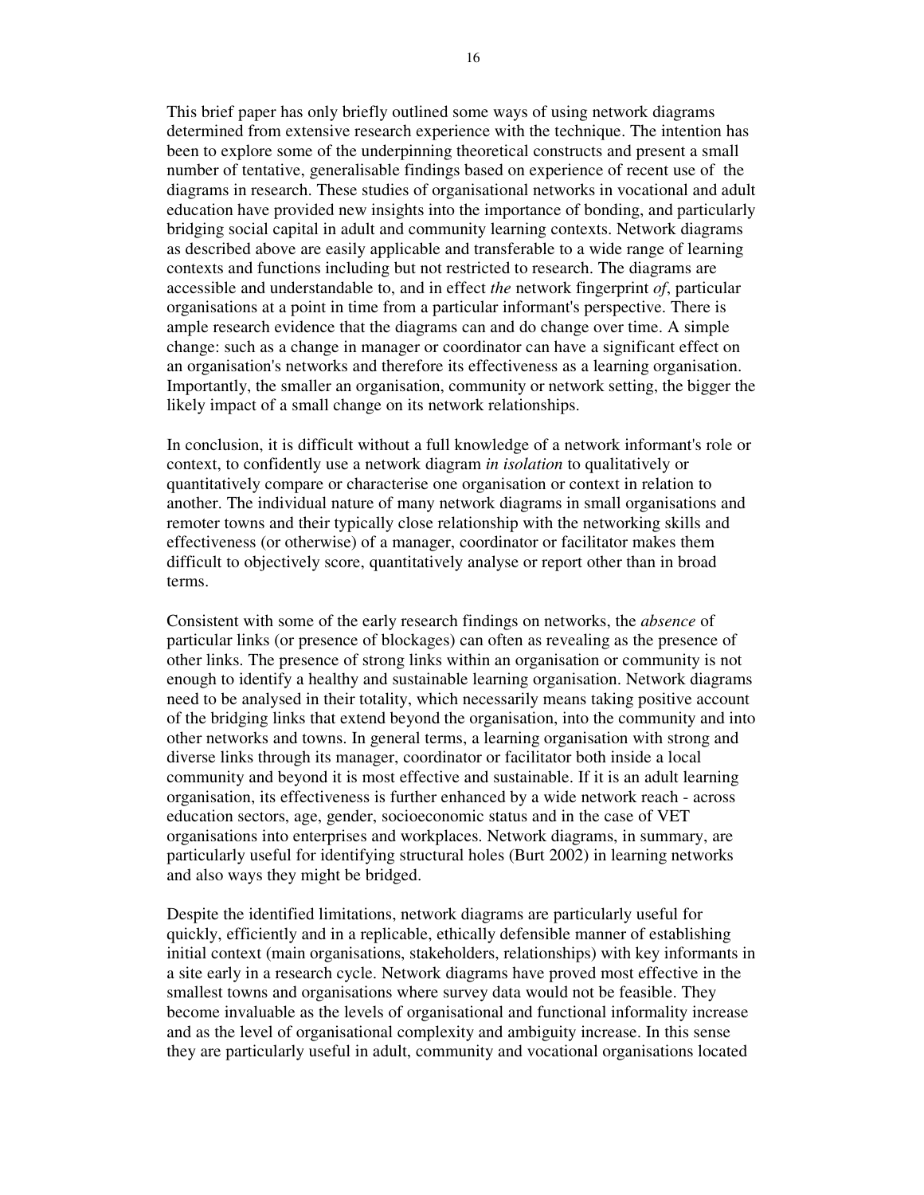This brief paper has only briefly outlined some ways of using network diagrams determined from extensive research experience with the technique. The intention has been to explore some of the underpinning theoretical constructs and present a small number of tentative, generalisable findings based on experience of recent use of the diagrams in research. These studies of organisational networks in vocational and adult education have provided new insights into the importance of bonding, and particularly bridging social capital in adult and community learning contexts. Network diagrams as described above are easily applicable and transferable to a wide range of learning contexts and functions including but not restricted to research. The diagrams are accessible and understandable to, and in effect *the* network fingerprint *of*, particular organisations at a point in time from a particular informant's perspective. There is ample research evidence that the diagrams can and do change over time. A simple change: such as a change in manager or coordinator can have a significant effect on an organisation's networks and therefore its effectiveness as a learning organisation. Importantly, the smaller an organisation, community or network setting, the bigger the likely impact of a small change on its network relationships.

In conclusion, it is difficult without a full knowledge of a network informant's role or context, to confidently use a network diagram *in isolation* to qualitatively or quantitatively compare or characterise one organisation or context in relation to another. The individual nature of many network diagrams in small organisations and remoter towns and their typically close relationship with the networking skills and effectiveness (or otherwise) of a manager, coordinator or facilitator makes them difficult to objectively score, quantitatively analyse or report other than in broad terms.

Consistent with some of the early research findings on networks, the *absence* of particular links (or presence of blockages) can often as revealing as the presence of other links. The presence of strong links within an organisation or community is not enough to identify a healthy and sustainable learning organisation. Network diagrams need to be analysed in their totality, which necessarily means taking positive account of the bridging links that extend beyond the organisation, into the community and into other networks and towns. In general terms, a learning organisation with strong and diverse links through its manager, coordinator or facilitator both inside a local community and beyond it is most effective and sustainable. If it is an adult learning organisation, its effectiveness is further enhanced by a wide network reach - across education sectors, age, gender, socioeconomic status and in the case of VET organisations into enterprises and workplaces. Network diagrams, in summary, are particularly useful for identifying structural holes (Burt 2002) in learning networks and also ways they might be bridged.

Despite the identified limitations, network diagrams are particularly useful for quickly, efficiently and in a replicable, ethically defensible manner of establishing initial context (main organisations, stakeholders, relationships) with key informants in a site early in a research cycle. Network diagrams have proved most effective in the smallest towns and organisations where survey data would not be feasible. They become invaluable as the levels of organisational and functional informality increase and as the level of organisational complexity and ambiguity increase. In this sense they are particularly useful in adult, community and vocational organisations located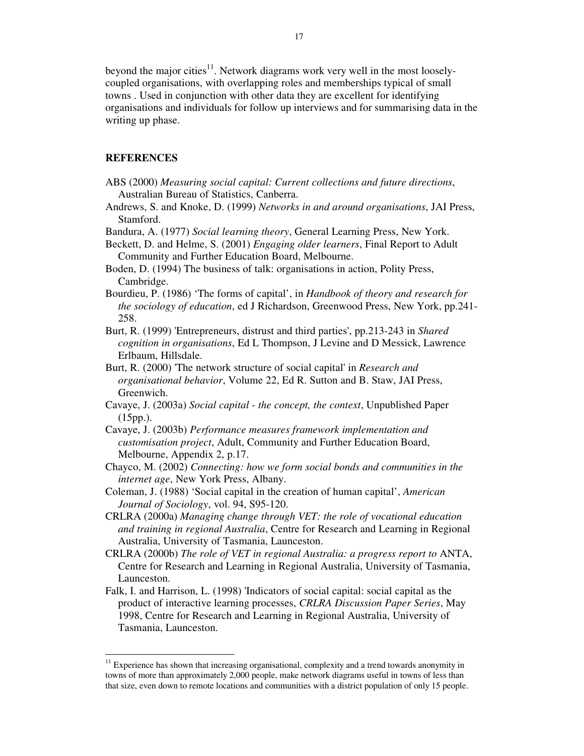beyond the major cities[11]. Network diagrams work very well in the most loosely-coupled organisations, with overlapping roles and memberships typical of small towns . Used in conjunction with other data they are excellent for identifying organisations and individuals for follow up interviews and for summarising data in the writing up phase.

## REFERENCES

ABS (2000) *Measuring social capital: Current collections and future directions*, Australian Bureau of Statistics, Canberra.

Andrews, S. and Knoke, D. (1999) *Networks in and around organisations*, JAI Press, Stamford.

Bandura, A. (1977) *Social learning theory*, General Learning Press, New York.

Beckett, D. and Helme, S. (2001) *Engaging older learners*, Final Report to Adult Community and Further Education Board, Melbourne.

Boden, D. (1994) The business of talk: organisations in action, Polity Press, Cambridge.

Bourdieu, P. (1986) 'The forms of capital', in *Handbook of theory and research for the sociology of education*, ed J Richardson, Greenwood Press, New York, pp.241-258.

Burt, R. (1999) 'Entrepreneurs, distrust and third parties', pp.213-243 in *Shared cognition in organisations*, Ed L Thompson, J Levine and D Messick, Lawrence Erlbaum, Hillsdale.

Burt, R. (2000) 'The network structure of social capital' in *Research and organisational behavior*, Volume 22, Ed R. Sutton and B. Staw, JAI Press, Greenwich.

Cavaye, J. (2003a) *Social capital - the concept, the context*, Unpublished Paper (15pp.).

Cavaye, J. (2003b) *Performance measures framework implementation and customisation project*, Adult, Community and Further Education Board, Melbourne, Appendix 2, p.17.

Chayco, M. (2002) *Connecting: how we form social bonds and communities in the internet age*, New York Press, Albany.

Coleman, J. (1988) 'Social capital in the creation of human capital', *American Journal of Sociology*, vol. 94, S95-120.

CRLRA (2000a) *Managing change through VET: the role of vocational education and training in regional Australia*, Centre for Research and Learning in Regional Australia, University of Tasmania, Launceston.

CRLRA (2000b) *The role of VET in regional Australia: a progress report to* ANTA, Centre for Research and Learning in Regional Australia, University of Tasmania, Launceston.

Falk, I. and Harrison, L. (1998) 'Indicators of social capital: social capital as the product of interactive learning processes, *CRLRA Discussion Paper Series*, May 1998, Centre for Research and Learning in Regional Australia, University of Tasmania, Launceston.

---

[11] Experience has shown that increasing organisational, complexity and a trend towards anonymity in towns of more than approximately 2,000 people, make network diagrams useful in towns of less than that size, even down to remote locations and communities with a district population of only 15 people.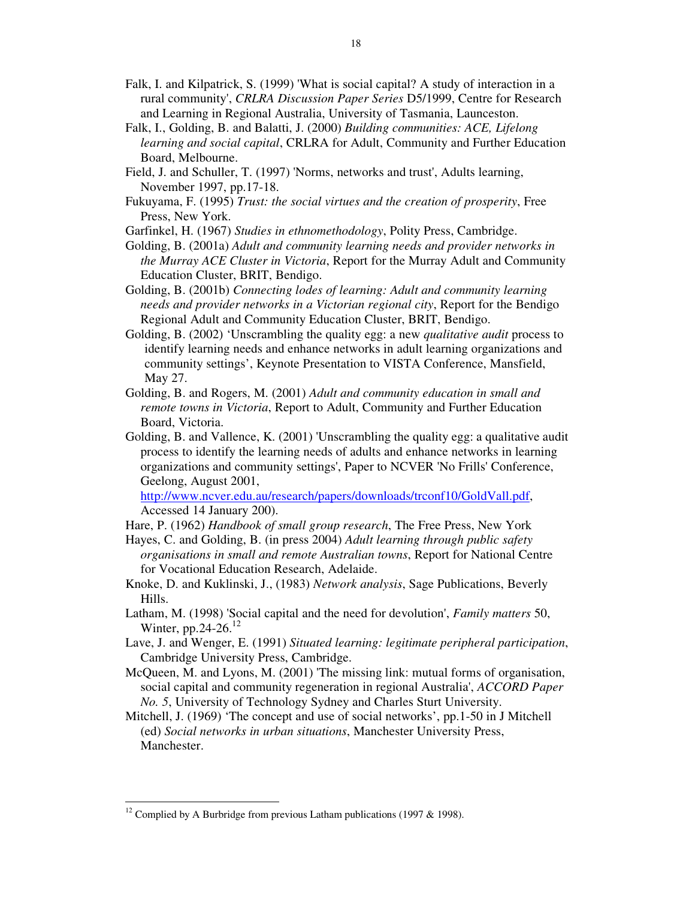Falk, I. and Kilpatrick, S. (1999) 'What is social capital? A study of interaction in a rural community', *CRLRA Discussion Paper Series* D5/1999, Centre for Research and Learning in Regional Australia, University of Tasmania, Launceston.

Falk, I., Golding, B. and Balatti, J. (2000) *Building communities: ACE, Lifelong learning and social capital*, CRLRA for Adult, Community and Further Education Board, Melbourne.

Field, J. and Schuller, T. (1997) 'Norms, networks and trust', Adults learning, November 1997, pp.17-18.

Fukuyama, F. (1995) *Trust: the social virtues and the creation of prosperity*, Free Press, New York.

Garfinkel, H. (1967) *Studies in ethnomethodology*, Polity Press, Cambridge.

Golding, B. (2001a) *Adult and community learning needs and provider networks in the Murray ACE Cluster in Victoria*, Report for the Murray Adult and Community Education Cluster, BRIT, Bendigo.

Golding, B. (2001b) *Connecting lodes of learning: Adult and community learning needs and provider networks in a Victorian regional city*, Report for the Bendigo Regional Adult and Community Education Cluster, BRIT, Bendigo.

Golding, B. (2002) 'Unscrambling the quality egg: a new *qualitative audit* process to identify learning needs and enhance networks in adult learning organizations and community settings', Keynote Presentation to VISTA Conference, Mansfield, May 27.

Golding, B. and Rogers, M. (2001) *Adult and community education in small and remote towns in Victoria*, Report to Adult, Community and Further Education Board, Victoria.

Golding, B. and Vallence, K. (2001) 'Unscrambling the quality egg: a qualitative audit process to identify the learning needs of adults and enhance networks in learning organizations and community settings', Paper to NCVER 'No Frills' Conference, Geelong, August 2001, http://www.ncver.edu.au/research/papers/downloads/trconf10/GoldVall.pdf, Accessed 14 January 200).

Hare, P. (1962) *Handbook of small group research*, The Free Press, New York

Hayes, C. and Golding, B. (in press 2004) *Adult learning through public safety organisations in small and remote Australian towns*, Report for National Centre for Vocational Education Research, Adelaide.

Knoke, D. and Kuklinski, J., (1983) *Network analysis*, Sage Publications, Beverly Hills.

Latham, M. (1998) 'Social capital and the need for devolution', *Family matters* 50, Winter, pp.24-26.[12]

Lave, J. and Wenger, E. (1991) *Situated learning: legitimate peripheral participation*, Cambridge University Press, Cambridge.

McQueen, M. and Lyons, M. (2001) 'The missing link: mutual forms of organisation, social capital and community regeneration in regional Australia', *ACCORD Paper No. 5*, University of Technology Sydney and Charles Sturt University.

Mitchell, J. (1969) 'The concept and use of social networks', pp.1-50 in J Mitchell (ed) *Social networks in urban situations*, Manchester University Press, Manchester.

[12] Complied by A Burbridge from previous Latham publications (1997 & 1998).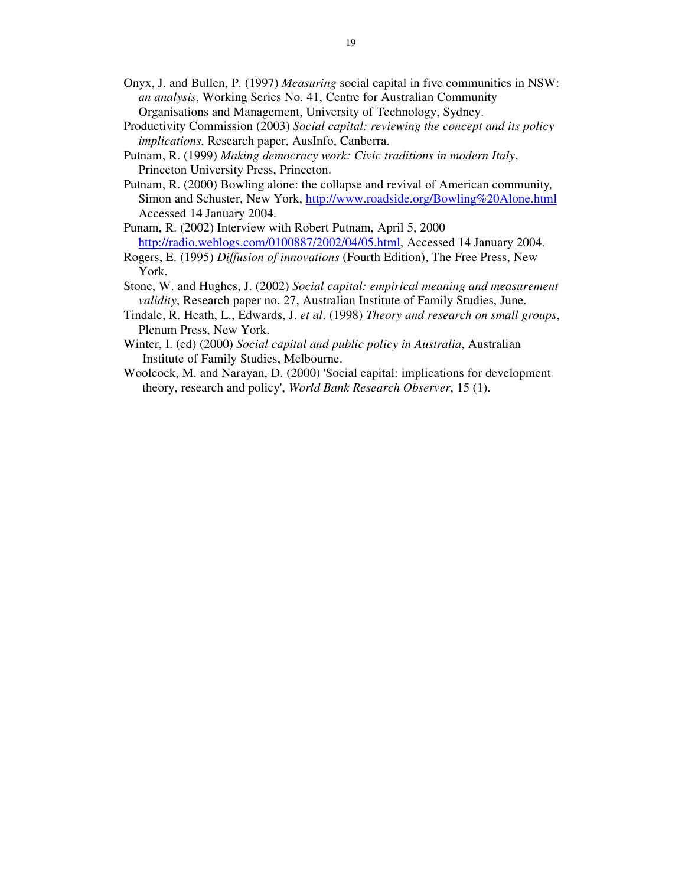Onyx, J. and Bullen, P. (1997) *Measuring* social capital in five communities in NSW: *an analysis*, Working Series No. 41, Centre for Australian Community Organisations and Management, University of Technology, Sydney.

Productivity Commission (2003) *Social capital: reviewing the concept and its policy implications*, Research paper, AusInfo, Canberra.

Putnam, R. (1999) *Making democracy work: Civic traditions in modern Italy*, Princeton University Press, Princeton.

Putnam, R. (2000) Bowling alone: the collapse and revival of American community*,* Simon and Schuster, New York, http://www.roadside.org/Bowling%20Alone.html Accessed 14 January 2004.

Punam, R. (2002) Interview with Robert Putnam, April 5, 2000 http://radio.weblogs.com/0100887/2002/04/05.html, Accessed 14 January 2004.

Rogers, E. (1995) *Diffusion of innovations* (Fourth Edition), The Free Press, New York.

Stone, W. and Hughes, J. (2002) *Social capital: empirical meaning and measurement validity*, Research paper no. 27, Australian Institute of Family Studies, June.

Tindale, R. Heath, L., Edwards, J. *et al*. (1998) *Theory and research on small groups*, Plenum Press, New York.

Winter, I. (ed) (2000) *Social capital and public policy in Australia*, Australian Institute of Family Studies, Melbourne.

Woolcock, M. and Narayan, D. (2000) 'Social capital: implications for development theory, research and policy', *World Bank Research Observer*, 15 (1).